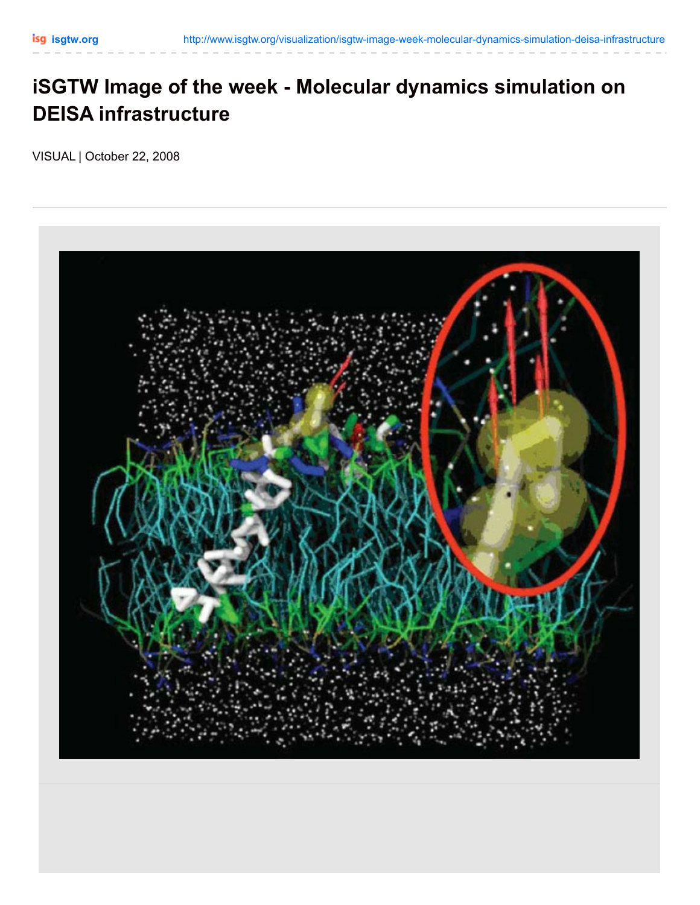# iSGTW Image of the week - Molecular dynamics simulation on DEISA infrastructure

VISUAL | October 22, 2008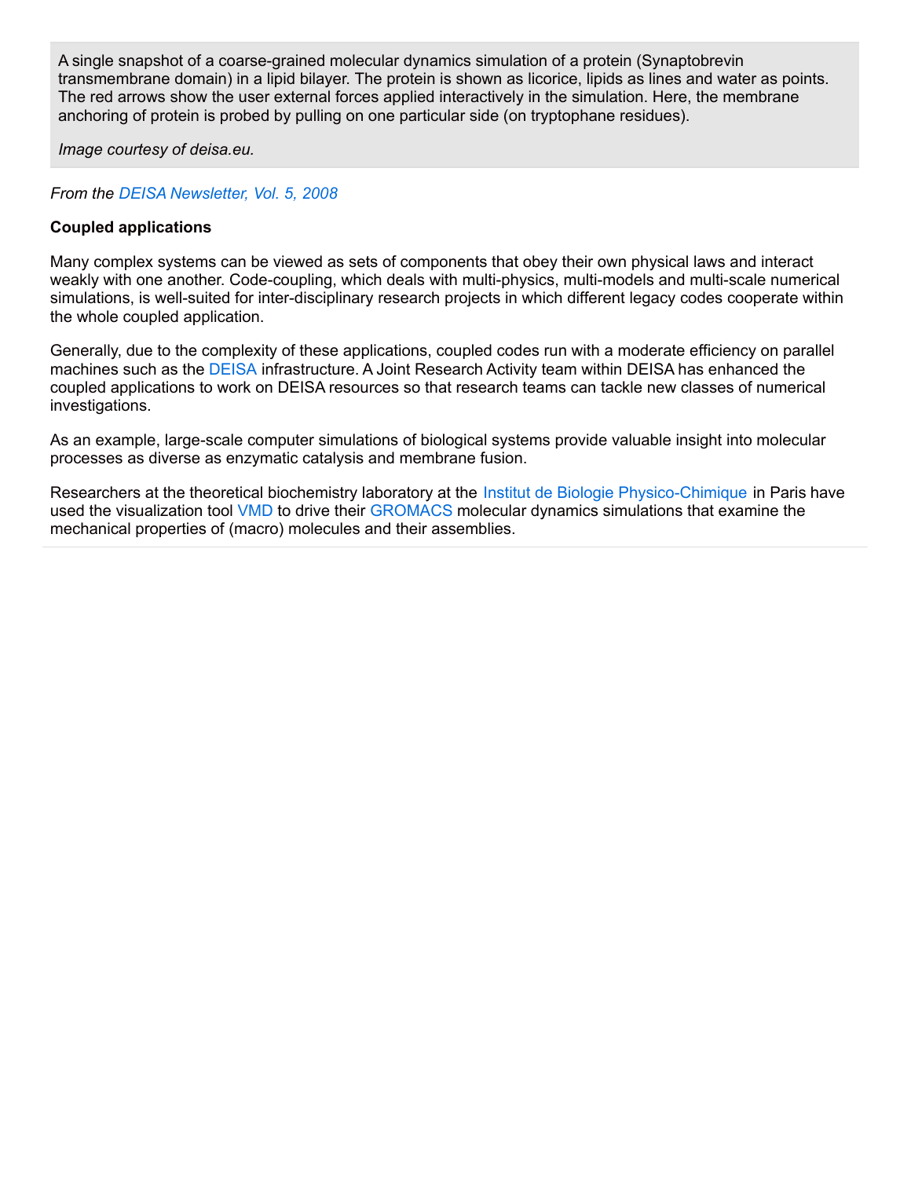A single snapshot of a coarse-grained molecular dynamics simulation of a protein (Synaptobrevin transmembrane domain) in a lipid bilayer. The protein is shown as licorice, lipids as lines and water as points. The red arrows show the user external forces applied interactively in the simulation. Here, the membrane anchoring of protein is probed by pulling on one particular side (on tryptophane residues).

*Image courtesy of deisa.eu.*

*From the DEISA Newsletter, Vol. 5, 2008*

**Coupled applications**

Many complex systems can be viewed as sets of components that obey their own physical laws and interact weakly with one another. Code-coupling, which deals with multi-physics, multi-models and multi-scale numerical simulations, is well-suited for inter-disciplinary research projects in which different legacy codes cooperate within the whole coupled application.

Generally, due to the complexity of these applications, coupled codes run with a moderate efficiency on parallel machines such as the DEISA infrastructure. A Joint Research Activity team within DEISA has enhanced the coupled applications to work on DEISA resources so that research teams can tackle new classes of numerical investigations.

As an example, large-scale computer simulations of biological systems provide valuable insight into molecular processes as diverse as enzymatic catalysis and membrane fusion.

Researchers at the theoretical biochemistry laboratory at the Institut de Biologie Physico-Chimique in Paris have used the visualization tool VMD to drive their GROMACS molecular dynamics simulations that examine the mechanical properties of (macro) molecules and their assemblies.